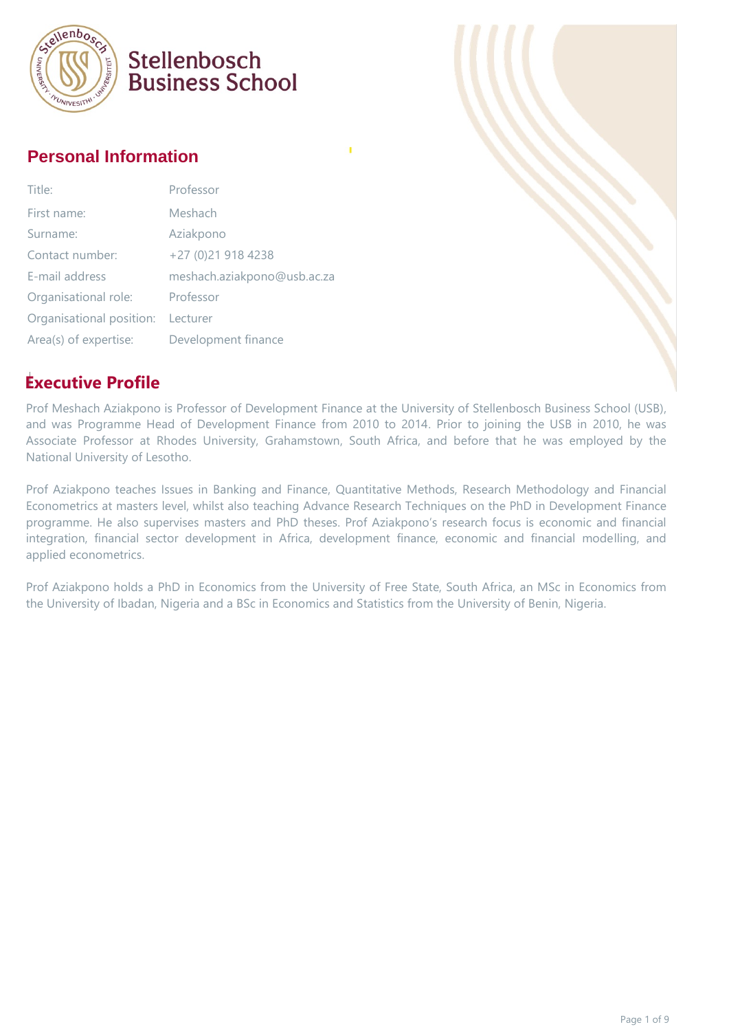Stellenbosch Business School

## Personal Information

| | |
|---|---|
| Title: | Professor |
| First name: | Meshach |
| Surname: | Aziakpono |
| Contact number: | +27 (0)21 918 4238 |
| E-mail address | meshach.aziakpono@usb.ac.za |
| Organisational role: | Professor |
| Organisational position: | Lecturer |
| Area(s) of expertise: | Development finance |

## Executive Profile

Prof Meshach Aziakpono is Professor of Development Finance at the University of Stellenbosch Business School (USB), and was Programme Head of Development Finance from 2010 to 2014. Prior to joining the USB in 2010, he was Associate Professor at Rhodes University, Grahamstown, South Africa, and before that he was employed by the National University of Lesotho.

Prof Aziakpono teaches Issues in Banking and Finance, Quantitative Methods, Research Methodology and Financial Econometrics at masters level, whilst also teaching Advance Research Techniques on the PhD in Development Finance programme. He also supervises masters and PhD theses. Prof Aziakpono's research focus is economic and financial integration, financial sector development in Africa, development finance, economic and financial modelling, and applied econometrics.

Prof Aziakpono holds a PhD in Economics from the University of Free State, South Africa, an MSc in Economics from the University of Ibadan, Nigeria and a BSc in Economics and Statistics from the University of Benin, Nigeria.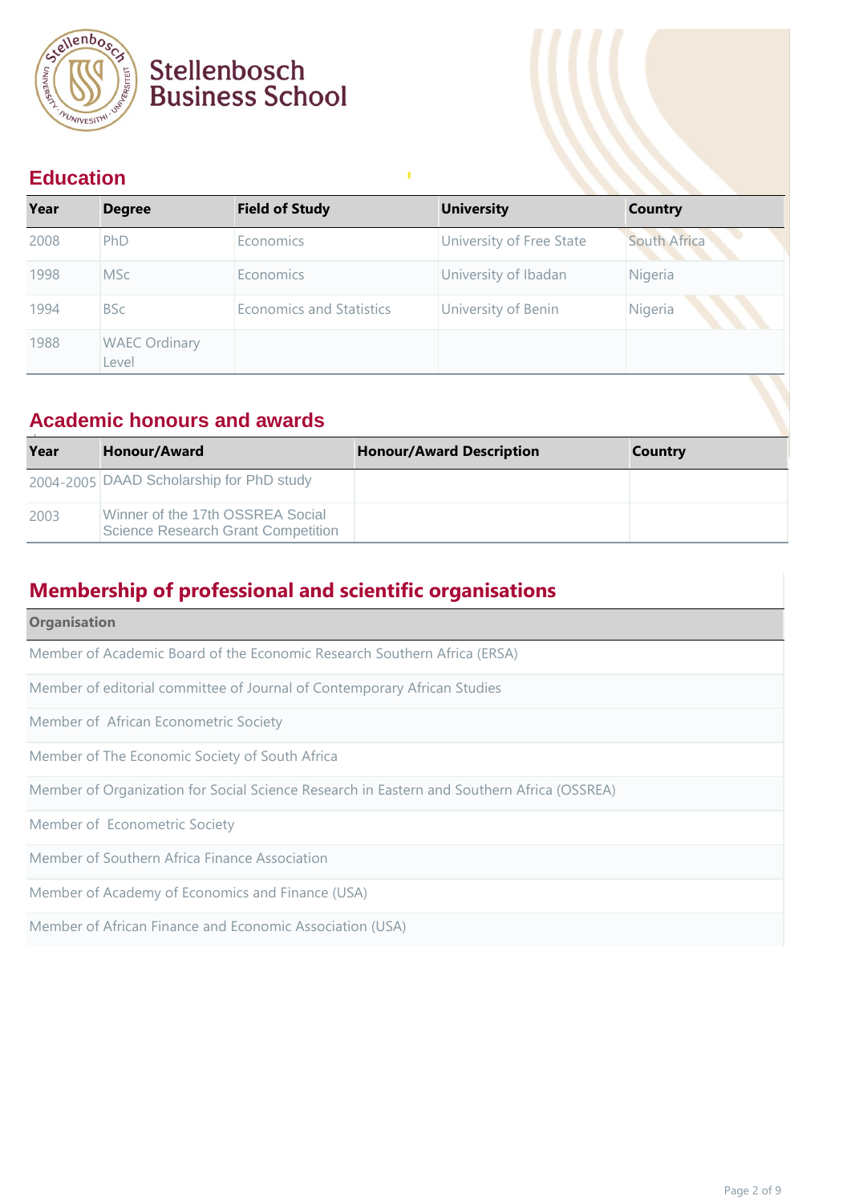Stellenbosch Business School

## Education

| Year | Degree | Field of Study | University | Country |
| --- | --- | --- | --- | --- |
| 2008 | PhD | Economics | University of Free State | South Africa |
| 1998 | MSc | Economics | University of Ibadan | Nigeria |
| 1994 | BSc | Economics and Statistics | University of Benin | Nigeria |
| 1988 | WAEC Ordinary Level | | | |

## Academic honours and awards

| Year | Honour/Award | Honour/Award Description | Country |
| --- | --- | --- | --- |
| 2004-2005 | DAAD Scholarship for PhD study | | |
| 2003 | Winner of the 17th OSSREA Social Science Research Grant Competition | | |

## Membership of professional and scientific organisations

| Organisation |
| --- |
| Member of Academic Board of the Economic Research Southern Africa (ERSA) |
| Member of editorial committee of Journal of Contemporary African Studies |
| Member of  African Econometric Society |
| Member of The Economic Society of South Africa |
| Member of Organization for Social Science Research in Eastern and Southern Africa (OSSREA) |
| Member of  Econometric Society |
| Member of Southern Africa Finance Association |
| Member of Academy of Economics and Finance (USA) |
| Member of African Finance and Economic Association (USA) |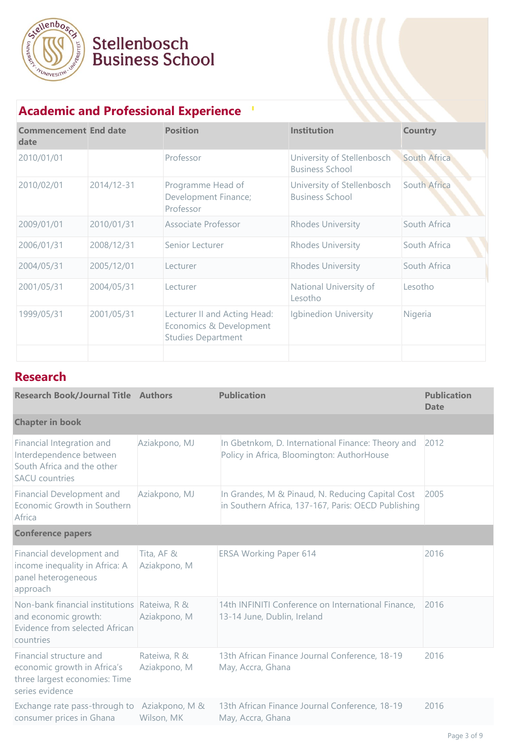Stellenbosch Business School

## Academic and Professional Experience

| Commencement date | End date | Position | Institution | Country |
|---|---|---|---|---|
| 2010/01/01 | | Professor | University of Stellenbosch Business School | South Africa |
| 2010/02/01 | 2014/12-31 | Programme Head of Development Finance; Professor | University of Stellenbosch Business School | South Africa |
| 2009/01/01 | 2010/01/31 | Associate Professor | Rhodes University | South Africa |
| 2006/01/31 | 2008/12/31 | Senior Lecturer | Rhodes University | South Africa |
| 2004/05/31 | 2005/12/01 | Lecturer | Rhodes University | South Africa |
| 2001/05/31 | 2004/05/31 | Lecturer | National University of Lesotho | Lesotho |
| 1999/05/31 | 2001/05/31 | Lecturer II and Acting Head: Economics & Development Studies Department | Igbinedion University | Nigeria |
| | | | | |

## Research

| Research Book/Journal Title | Authors | Publication | Publication Date |
|---|---|---|---|
| **Chapter in book** | | | |
| Financial Integration and Interdependence between South Africa and the other SACU countries | Aziakpono, MJ | In Gbetnkom, D. International Finance: Theory and Policy in Africa, Bloomington: AuthorHouse | 2012 |
| Financial Development and Economic Growth in Southern Africa | Aziakpono, MJ | In Grandes, M & Pinaud, N. Reducing Capital Cost in Southern Africa, 137-167, Paris: OECD Publishing | 2005 |
| **Conference papers** | | | |
| Financial development and income inequality in Africa: A panel heterogeneous approach | Tita, AF & Aziakpono, M | ERSA Working Paper 614 | 2016 |
| Non-bank financial institutions and economic growth: Evidence from selected African countries | Rateiwa, R & Aziakpono, M | 14th INFINITI Conference on International Finance, 13-14 June, Dublin, Ireland | 2016 |
| Financial structure and economic growth in Africa's three largest economies: Time series evidence | Rateiwa, R & Aziakpono, M | 13th African Finance Journal Conference, 18-19 May, Accra, Ghana | 2016 |
| Exchange rate pass-through to consumer prices in Ghana | Aziakpono, M & Wilson, MK | 13th African Finance Journal Conference, 18-19 May, Accra, Ghana | 2016 |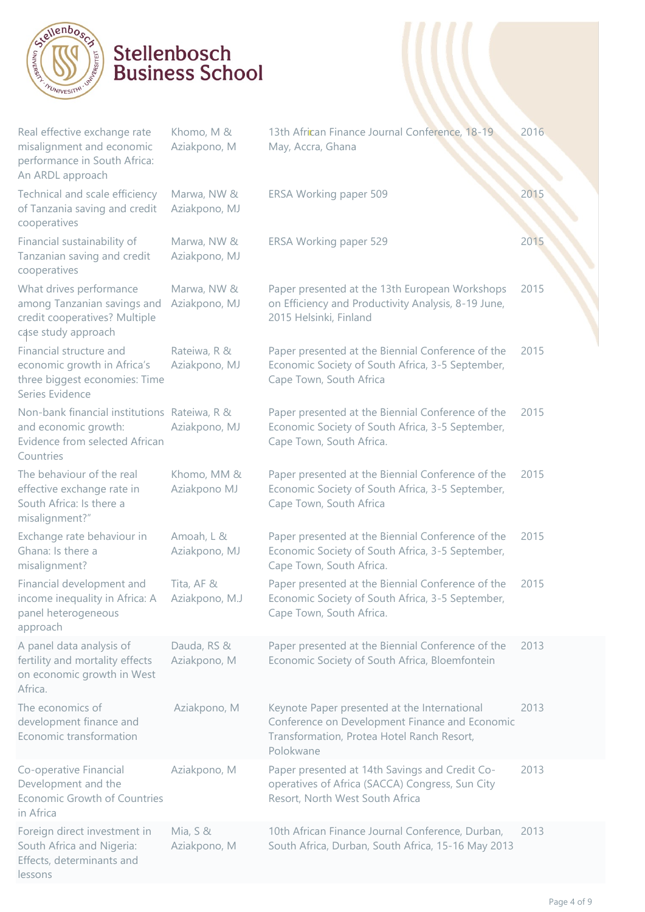| | | | |
|---|---|---|---|
| Real effective exchange rate misalignment and economic performance in South Africa: An ARDL approach | Khomo, M & Aziakpono, M | 13th African Finance Journal Conference, 18-19 May, Accra, Ghana | 2016 |
| Technical and scale efficiency of Tanzania saving and credit cooperatives | Marwa, NW & Aziakpono, MJ | ERSA Working paper 509 | 2015 |
| Financial sustainability of Tanzanian saving and credit cooperatives | Marwa, NW & Aziakpono, MJ | ERSA Working paper 529 | 2015 |
| What drives performance among Tanzanian savings and credit cooperatives? Multiple case study approach | Marwa, NW & Aziakpono, MJ | Paper presented at the 13th European Workshops on Efficiency and Productivity Analysis, 8-19 June, 2015 Helsinki, Finland | 2015 |
| Financial structure and economic growth in Africa's three biggest economies: Time Series Evidence | Rateiwa, R & Aziakpono, MJ | Paper presented at the Biennial Conference of the Economic Society of South Africa, 3-5 September, Cape Town, South Africa | 2015 |
| Non-bank financial institutions and economic growth: Evidence from selected African Countries | Rateiwa, R & Aziakpono, MJ | Paper presented at the Biennial Conference of the Economic Society of South Africa, 3-5 September, Cape Town, South Africa. | 2015 |
| The behaviour of the real effective exchange rate in South Africa: Is there a misalignment?" | Khomo, MM & Aziakpono MJ | Paper presented at the Biennial Conference of the Economic Society of South Africa, 3-5 September, Cape Town, South Africa | 2015 |
| Exchange rate behaviour in Ghana: Is there a misalignment? | Amoah, L & Aziakpono, MJ | Paper presented at the Biennial Conference of the Economic Society of South Africa, 3-5 September, Cape Town, South Africa. | 2015 |
| Financial development and income inequality in Africa: A panel heterogeneous approach | Tita, AF & Aziakpono, M.J | Paper presented at the Biennial Conference of the Economic Society of South Africa, 3-5 September, Cape Town, South Africa. | 2015 |
| A panel data analysis of fertility and mortality effects on economic growth in West Africa. | Dauda, RS & Aziakpono, M | Paper presented at the Biennial Conference of the Economic Society of South Africa, Bloemfontein | 2013 |
| The economics of development finance and Economic transformation | Aziakpono, M | Keynote Paper presented at the International Conference on Development Finance and Economic Transformation, Protea Hotel Ranch Resort, Polokwane | 2013 |
| Co-operative Financial Development and the Economic Growth of Countries in Africa | Aziakpono, M | Paper presented at 14th Savings and Credit Co-operatives of Africa (SACCA) Congress, Sun City Resort, North West South Africa | 2013 |
| Foreign direct investment in South Africa and Nigeria: Effects, determinants and lessons | Mia, S & Aziakpono, M | 10th African Finance Journal Conference, Durban, South Africa, Durban, South Africa, 15-16 May 2013 | 2013 |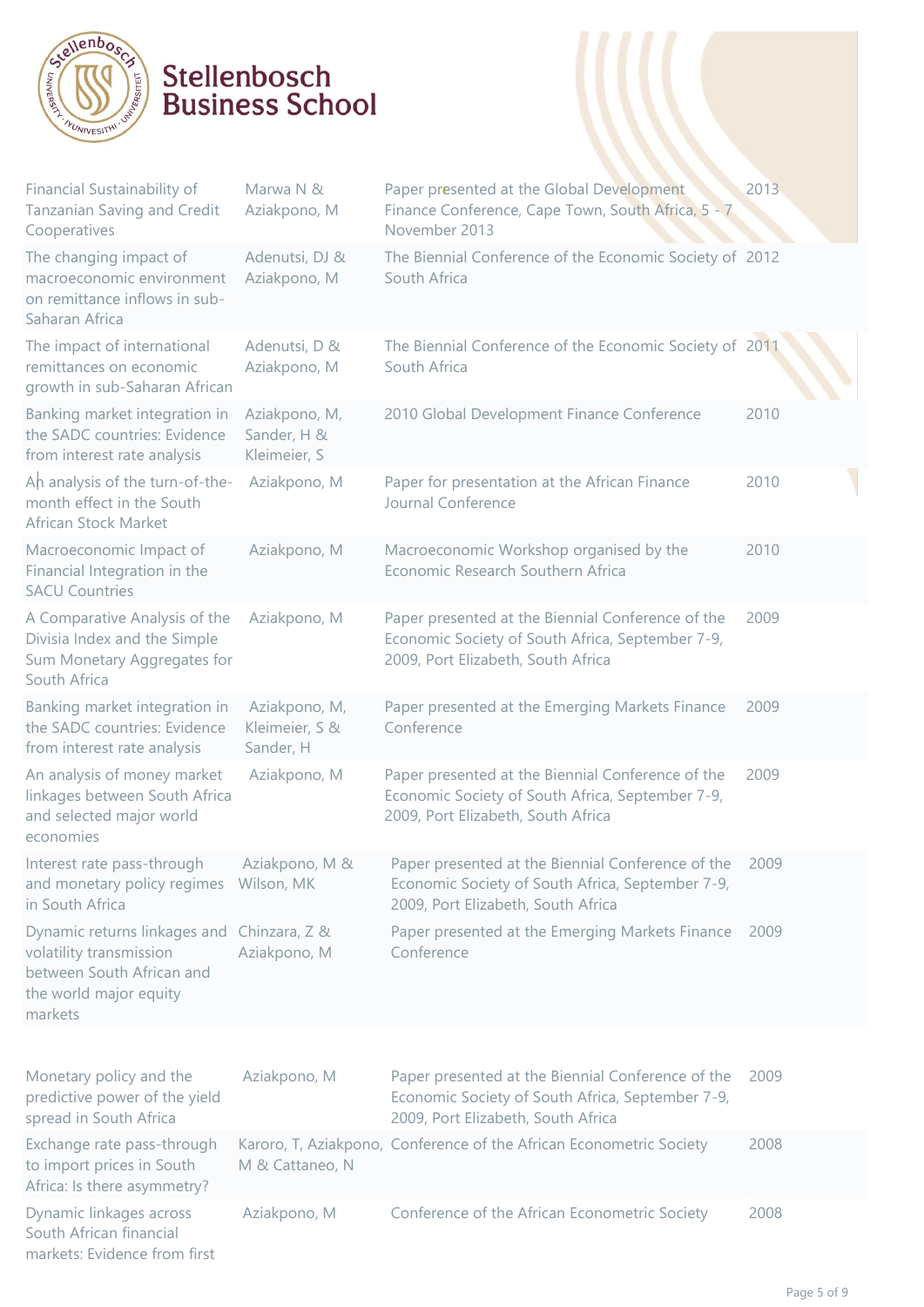| | | | |
|---|---|---|---|
| Financial Sustainability of Tanzanian Saving and Credit Cooperatives | Marwa N & Aziakpono, M | Paper presented at the Global Development Finance Conference, Cape Town, South Africa, 5 - 7 November 2013 | 2013 |
| The changing impact of macroeconomic environment on remittance inflows in sub-Saharan Africa | Adenutsi, DJ & Aziakpono, M | The Biennial Conference of the Economic Society of South Africa | 2012 |
| The impact of international remittances on economic growth in sub-Saharan African | Adenutsi, D & Aziakpono, M | The Biennial Conference of the Economic Society of South Africa | 2011 |
| Banking market integration in the SADC countries: Evidence from interest rate analysis | Aziakpono, M, Sander, H & Kleimeier, S | 2010 Global Development Finance Conference | 2010 |
| An analysis of the turn-of-the-month effect in the South African Stock Market | Aziakpono, M | Paper for presentation at the African Finance Journal Conference | 2010 |
| Macroeconomic Impact of Financial Integration in the SACU Countries | Aziakpono, M | Macroeconomic Workshop organised by the Economic Research Southern Africa | 2010 |
| A Comparative Analysis of the Divisia Index and the Simple Sum Monetary Aggregates for South Africa | Aziakpono, M | Paper presented at the Biennial Conference of the Economic Society of South Africa, September 7-9, 2009, Port Elizabeth, South Africa | 2009 |
| Banking market integration in the SADC countries: Evidence from interest rate analysis | Aziakpono, M, Kleimeier, S & Sander, H | Paper presented at the Emerging Markets Finance Conference | 2009 |
| An analysis of money market linkages between South Africa and selected major world economies | Aziakpono, M | Paper presented at the Biennial Conference of the Economic Society of South Africa, September 7-9, 2009, Port Elizabeth, South Africa | 2009 |
| Interest rate pass-through and monetary policy regimes in South Africa | Aziakpono, M & Wilson, MK | Paper presented at the Biennial Conference of the Economic Society of South Africa, September 7-9, 2009, Port Elizabeth, South Africa | 2009 |
| Dynamic returns linkages and volatility transmission between South African and the world major equity markets | Chinzara, Z & Aziakpono, M | Paper presented at the Emerging Markets Finance Conference | 2009 |
| Monetary policy and the predictive power of the yield spread in South Africa | Aziakpono, M | Paper presented at the Biennial Conference of the Economic Society of South Africa, September 7-9, 2009, Port Elizabeth, South Africa | 2009 |
| Exchange rate pass-through to import prices in South Africa: Is there asymmetry? | Karoro, T, Aziakpono, M & Cattaneo, N | Conference of the African Econometric Society | 2008 |
| Dynamic linkages across South African financial markets: Evidence from first | Aziakpono, M | Conference of the African Econometric Society | 2008 |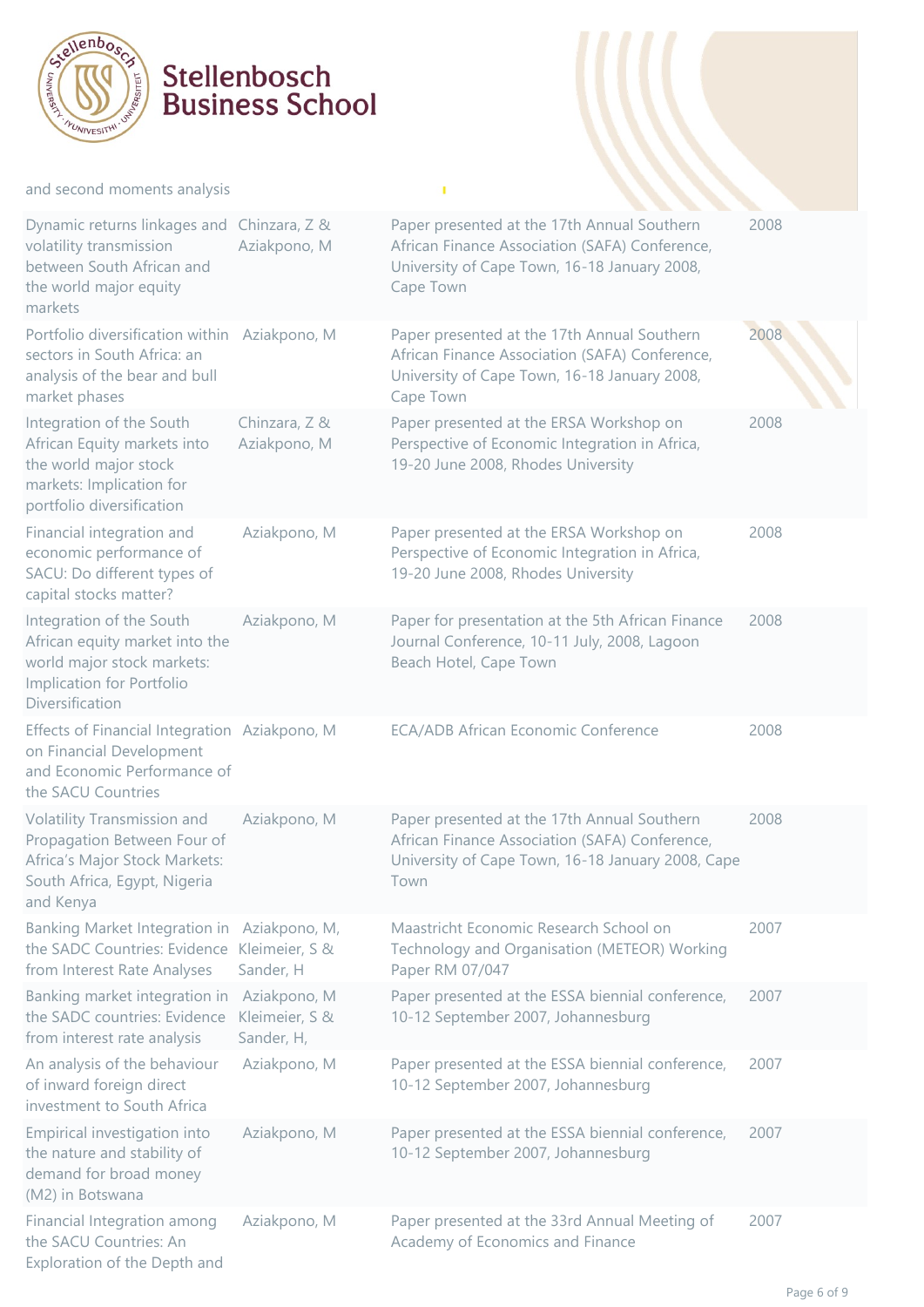| and second moments analysis | | | |
|---|---|---|---|
| Dynamic returns linkages and volatility transmission between South African and the world major equity markets | Chinzara, Z & Aziakpono, M | Paper presented at the 17th Annual Southern African Finance Association (SAFA) Conference, University of Cape Town, 16-18 January 2008, Cape Town | 2008 |
| Portfolio diversification within sectors in South Africa: an analysis of the bear and bull market phases | Aziakpono, M | Paper presented at the 17th Annual Southern African Finance Association (SAFA) Conference, University of Cape Town, 16-18 January 2008, Cape Town | 2008 |
| Integration of the South African Equity markets into the world major stock markets: Implication for portfolio diversification | Chinzara, Z & Aziakpono, M | Paper presented at the ERSA Workshop on Perspective of Economic Integration in Africa, 19-20 June 2008, Rhodes University | 2008 |
| Financial integration and economic performance of SACU: Do different types of capital stocks matter? | Aziakpono, M | Paper presented at the ERSA Workshop on Perspective of Economic Integration in Africa, 19-20 June 2008, Rhodes University | 2008 |
| Integration of the South African equity market into the world major stock markets: Implication for Portfolio Diversification | Aziakpono, M | Paper for presentation at the 5th African Finance Journal Conference, 10-11 July, 2008, Lagoon Beach Hotel, Cape Town | 2008 |
| Effects of Financial Integration on Financial Development and Economic Performance of the SACU Countries | Aziakpono, M | ECA/ADB African Economic Conference | 2008 |
| Volatility Transmission and Propagation Between Four of Africa's Major Stock Markets: South Africa, Egypt, Nigeria and Kenya | Aziakpono, M | Paper presented at the 17th Annual Southern African Finance Association (SAFA) Conference, University of Cape Town, 16-18 January 2008, Cape Town | 2008 |
| Banking Market Integration in the SADC Countries: Evidence from Interest Rate Analyses | Aziakpono, M, Kleimeier, S & Sander, H | Maastricht Economic Research School on Technology and Organisation (METEOR) Working Paper RM 07/047 | 2007 |
| Banking market integration in the SADC countries: Evidence from interest rate analysis | Aziakpono, M Kleimeier, S & Sander, H, | Paper presented at the ESSA biennial conference, 10-12 September 2007, Johannesburg | 2007 |
| An analysis of the behaviour of inward foreign direct investment to South Africa | Aziakpono, M | Paper presented at the ESSA biennial conference, 10-12 September 2007, Johannesburg | 2007 |
| Empirical investigation into the nature and stability of demand for broad money (M2) in Botswana | Aziakpono, M | Paper presented at the ESSA biennial conference, 10-12 September 2007, Johannesburg | 2007 |
| Financial Integration among the SACU Countries: An Exploration of the Depth and | Aziakpono, M | Paper presented at the 33rd Annual Meeting of Academy of Economics and Finance | 2007 |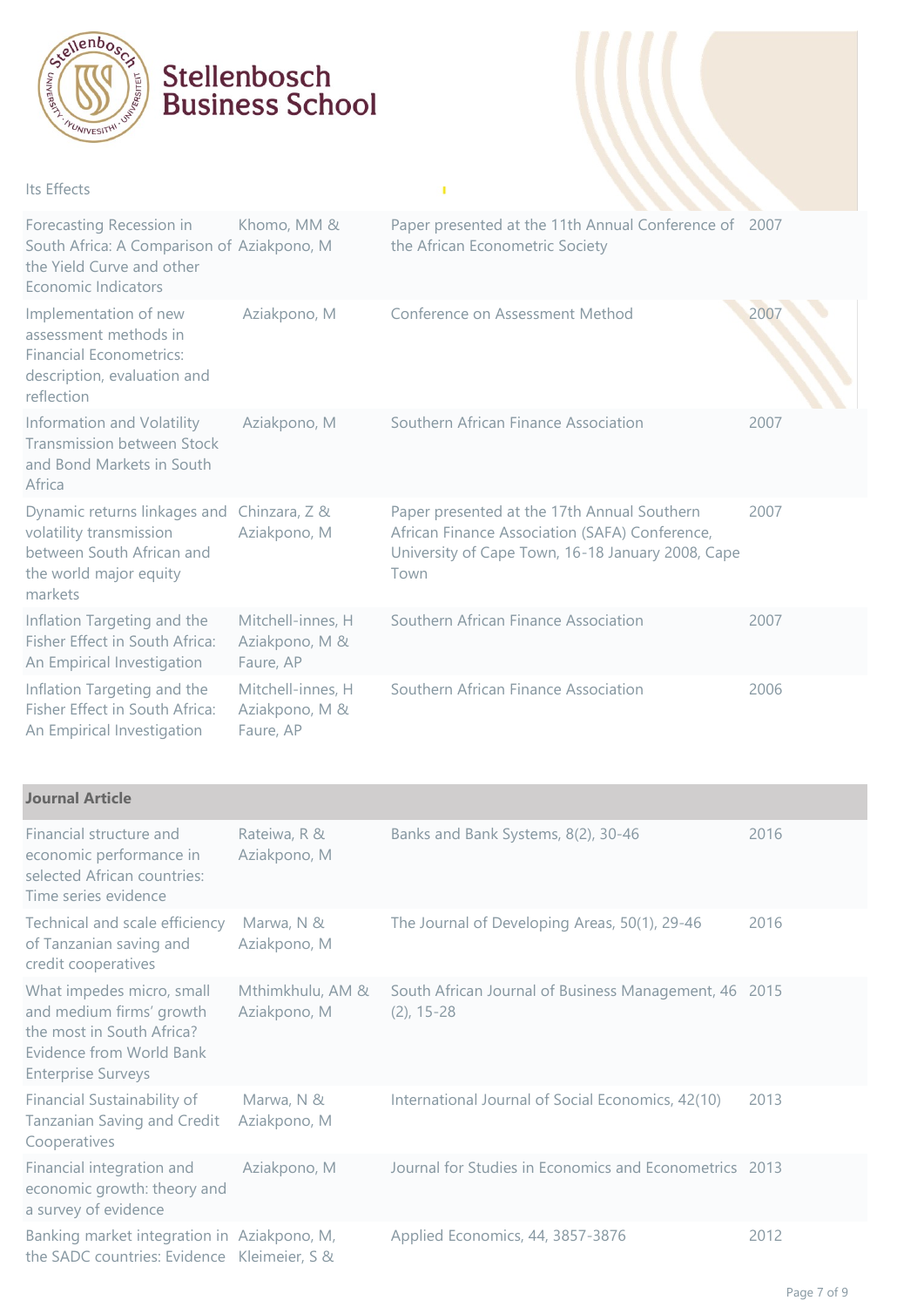| Its Effects | | | |
|---|---|---|---|
| Forecasting Recession in South Africa: A Comparison of the Yield Curve and other Economic Indicators | Khomo, MM & Aziakpono, M | Paper presented at the 11th Annual Conference of the African Econometric Society | 2007 |
| Implementation of new assessment methods in Financial Econometrics: description, evaluation and reflection | Aziakpono, M | Conference on Assessment Method | 2007 |
| Information and Volatility Transmission between Stock and Bond Markets in South Africa | Aziakpono, M | Southern African Finance Association | 2007 |
| Dynamic returns linkages and volatility transmission between South African and the world major equity markets | Chinzara, Z & Aziakpono, M | Paper presented at the 17th Annual Southern African Finance Association (SAFA) Conference, University of Cape Town, 16-18 January 2008, Cape Town | 2007 |
| Inflation Targeting and the Fisher Effect in South Africa: An Empirical Investigation | Mitchell-innes, H Aziakpono, M & Faure, AP | Southern African Finance Association | 2007 |
| Inflation Targeting and the Fisher Effect in South Africa: An Empirical Investigation | Mitchell-innes, H Aziakpono, M & Faure, AP | Southern African Finance Association | 2006 |

**Journal Article**

| | | | |
|---|---|---|---|
| Financial structure and economic performance in selected African countries: Time series evidence | Rateiwa, R & Aziakpono, M | Banks and Bank Systems, 8(2), 30-46 | 2016 |
| Technical and scale efficiency of Tanzanian saving and credit cooperatives | Marwa, N & Aziakpono, M | The Journal of Developing Areas, 50(1), 29-46 | 2016 |
| What impedes micro, small and medium firms' growth the most in South Africa? Evidence from World Bank Enterprise Surveys | Mthimkhulu, AM & Aziakpono, M | South African Journal of Business Management, 46 (2), 15-28 | 2015 |
| Financial Sustainability of Tanzanian Saving and Credit Cooperatives | Marwa, N & Aziakpono, M | International Journal of Social Economics, 42(10) | 2013 |
| Financial integration and economic growth: theory and a survey of evidence | Aziakpono, M | Journal for Studies in Economics and Econometrics | 2013 |
| Banking market integration in the SADC countries: Evidence | Aziakpono, M, Kleimeier, S & | Applied Economics, 44, 3857-3876 | 2012 |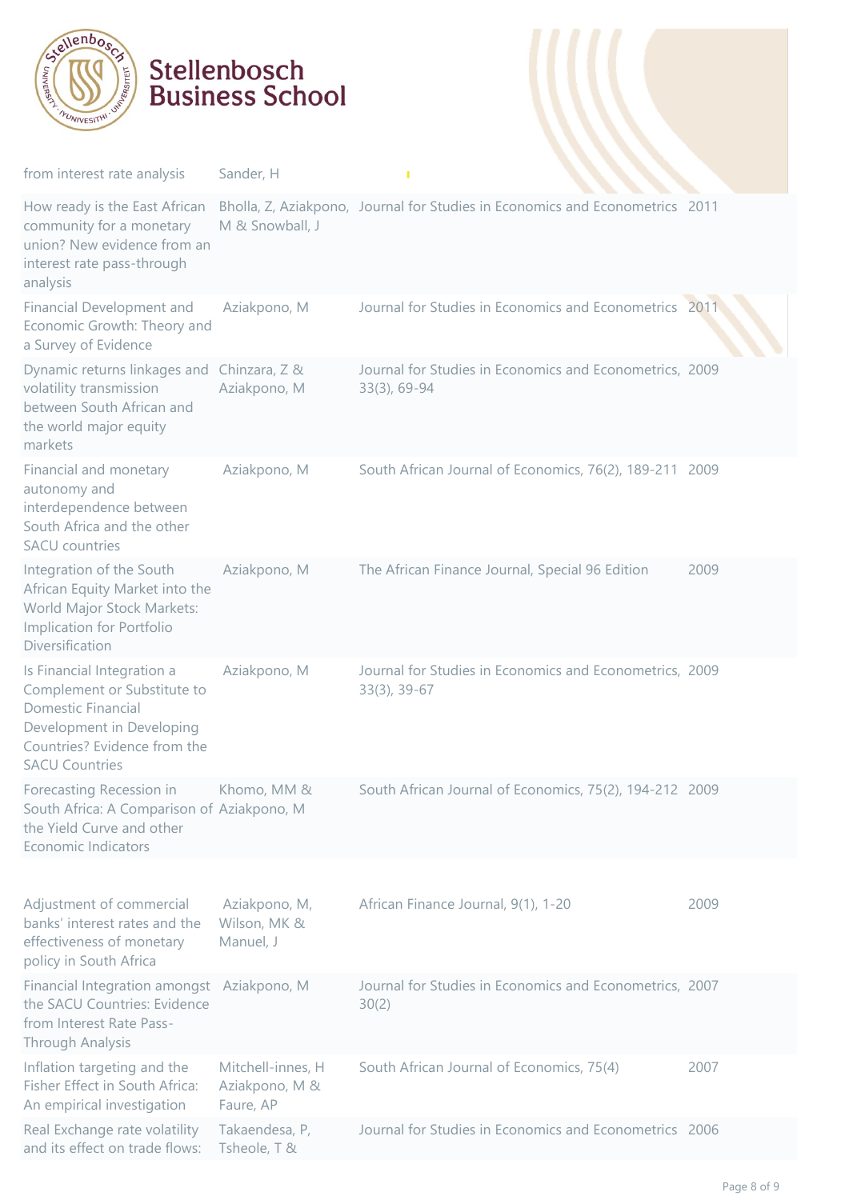| | | | |
|---|---|---|---|
| from interest rate analysis | Sander, H | | |
| How ready is the East African community for a monetary union? New evidence from an interest rate pass-through analysis | Bholla, Z, Aziakpono, M & Snowball, J | Journal for Studies in Economics and Econometrics | 2011 |
| Financial Development and Economic Growth: Theory and a Survey of Evidence | Aziakpono, M | Journal for Studies in Economics and Econometrics | 2011 |
| Dynamic returns linkages and volatility transmission between South African and the world major equity markets | Chinzara, Z & Aziakpono, M | Journal for Studies in Economics and Econometrics, 33(3), 69-94 | 2009 |
| Financial and monetary autonomy and interdependence between South Africa and the other SACU countries | Aziakpono, M | South African Journal of Economics, 76(2), 189-211 | 2009 |
| Integration of the South African Equity Market into the World Major Stock Markets: Implication for Portfolio Diversification | Aziakpono, M | The African Finance Journal, Special 96 Edition | 2009 |
| Is Financial Integration a Complement or Substitute to Domestic Financial Development in Developing Countries? Evidence from the SACU Countries | Aziakpono, M | Journal for Studies in Economics and Econometrics, 33(3), 39-67 | 2009 |
| Forecasting Recession in South Africa: A Comparison of the Yield Curve and other Economic Indicators | Khomo, MM & Aziakpono, M | South African Journal of Economics, 75(2), 194-212 | 2009 |
| Adjustment of commercial banks' interest rates and the effectiveness of monetary policy in South Africa | Aziakpono, M, Wilson, MK & Manuel, J | African Finance Journal, 9(1), 1-20 | 2009 |
| Financial Integration amongst the SACU Countries: Evidence from Interest Rate Pass-Through Analysis | Aziakpono, M | Journal for Studies in Economics and Econometrics, 30(2) | 2007 |
| Inflation targeting and the Fisher Effect in South Africa: An empirical investigation | Mitchell-innes, H Aziakpono, M & Faure, AP | South African Journal of Economics, 75(4) | 2007 |
| Real Exchange rate volatility and its effect on trade flows: | Takaendesa, P, Tsheole, T & | Journal for Studies in Economics and Econometrics | 2006 |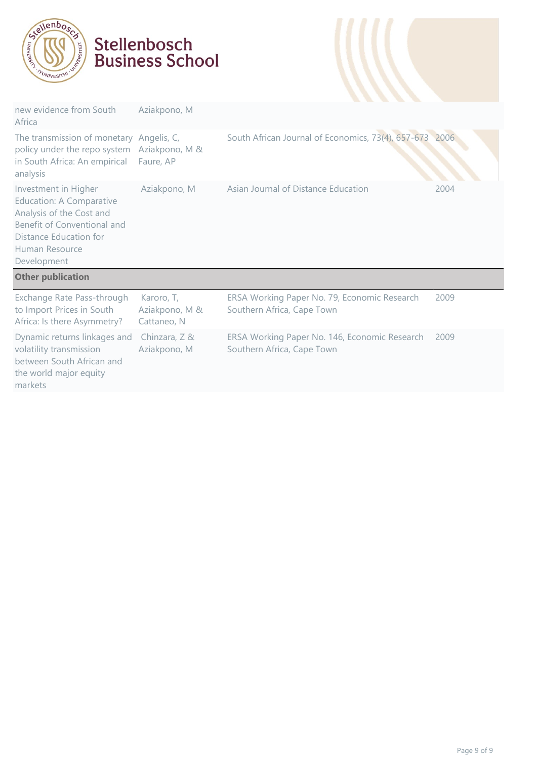| | | | |
|---|---|---|---|
| new evidence from South Africa | Aziakpono, M | | |
| The transmission of monetary policy under the repo system in South Africa: An empirical analysis | Angelis, C, Aziakpono, M & Faure, AP | South African Journal of Economics, 73(4), 657-673 | 2006 |
| Investment in Higher Education: A Comparative Analysis of the Cost and Benefit of Conventional and Distance Education for Human Resource Development | Aziakpono, M | Asian Journal of Distance Education | 2004 |
| **Other publication** | | | |
| Exchange Rate Pass-through to Import Prices in South Africa: Is there Asymmetry? | Karoro, T, Aziakpono, M & Cattaneo, N | ERSA Working Paper No. 79, Economic Research Southern Africa, Cape Town | 2009 |
| Dynamic returns linkages and volatility transmission between South African and the world major equity markets | Chinzara, Z & Aziakpono, M | ERSA Working Paper No. 146, Economic Research Southern Africa, Cape Town | 2009 |